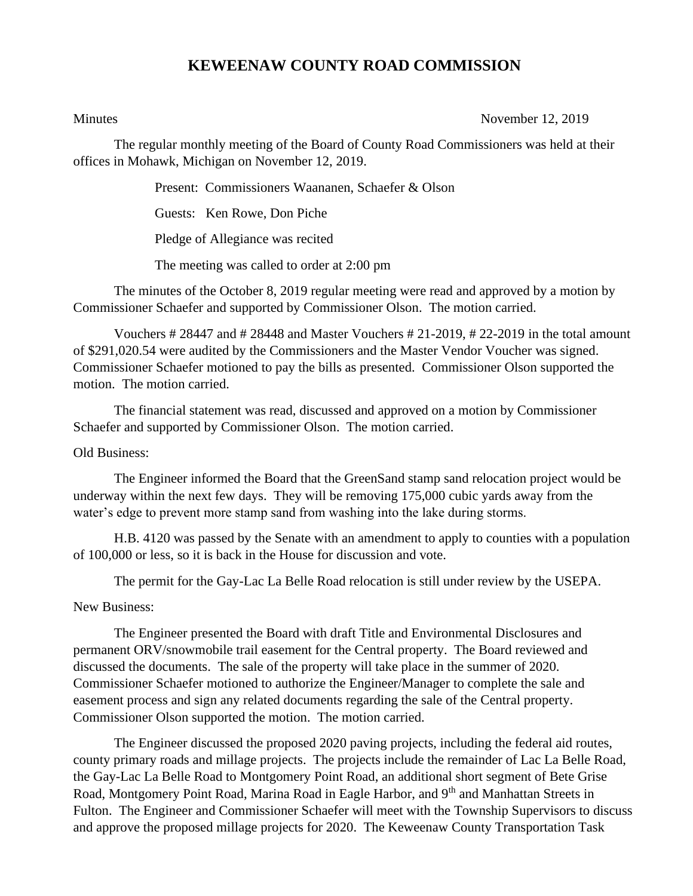# KEWEENAW COUNTY ROAD COMMISSION

Minutes November 12, 2019

The regular monthly meeting of the Board of County Road Commissioners was held at their offices in Mohawk, Michigan on November 12, 2019.

Present: Commissioners Waananen, Schaefer & Olson

Guests: Ken Rowe, Don Piche

Pledge of Allegiance was recited

The meeting was called to order at 2:00 pm

The minutes of the October 8, 2019 regular meeting were read and approved by a motion by Commissioner Schaefer and supported by Commissioner Olson. The motion carried.

Vouchers # 28447 and # 28448 and Master Vouchers # 21-2019, # 22-2019 in the total amount of $291,020.54 were audited by the Commissioners and the Master Vendor Voucher was signed. Commissioner Schaefer motioned to pay the bills as presented. Commissioner Olson supported the motion. The motion carried.

The financial statement was read, discussed and approved on a motion by Commissioner Schaefer and supported by Commissioner Olson. The motion carried.

Old Business:

The Engineer informed the Board that the GreenSand stamp sand relocation project would be underway within the next few days. They will be removing 175,000 cubic yards away from the water's edge to prevent more stamp sand from washing into the lake during storms.

H.B. 4120 was passed by the Senate with an amendment to apply to counties with a population of 100,000 or less, so it is back in the House for discussion and vote.

The permit for the Gay-Lac La Belle Road relocation is still under review by the USEPA.

New Business:

The Engineer presented the Board with draft Title and Environmental Disclosures and permanent ORV/snowmobile trail easement for the Central property. The Board reviewed and discussed the documents. The sale of the property will take place in the summer of 2020. Commissioner Schaefer motioned to authorize the Engineer/Manager to complete the sale and easement process and sign any related documents regarding the sale of the Central property. Commissioner Olson supported the motion. The motion carried.

The Engineer discussed the proposed 2020 paving projects, including the federal aid routes, county primary roads and millage projects. The projects include the remainder of Lac La Belle Road, the Gay-Lac La Belle Road to Montgomery Point Road, an additional short segment of Bete Grise Road, Montgomery Point Road, Marina Road in Eagle Harbor, and 9th and Manhattan Streets in Fulton. The Engineer and Commissioner Schaefer will meet with the Township Supervisors to discuss and approve the proposed millage projects for 2020. The Keweenaw County Transportation Task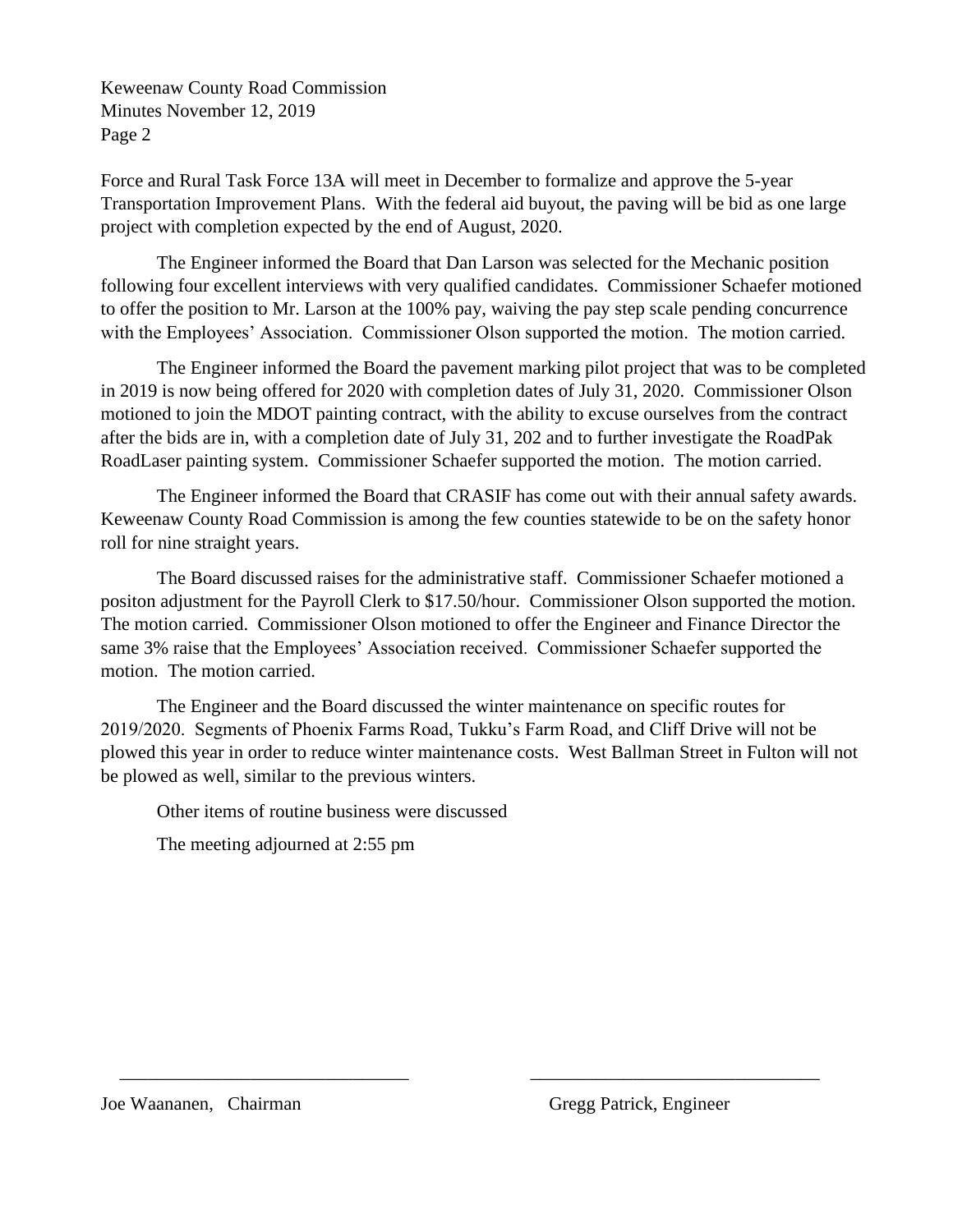Force and Rural Task Force 13A will meet in December to formalize and approve the 5-year Transportation Improvement Plans. With the federal aid buyout, the paving will be bid as one large project with completion expected by the end of August, 2020.

The Engineer informed the Board that Dan Larson was selected for the Mechanic position following four excellent interviews with very qualified candidates. Commissioner Schaefer motioned to offer the position to Mr. Larson at the 100% pay, waiving the pay step scale pending concurrence with the Employees' Association. Commissioner Olson supported the motion. The motion carried.

The Engineer informed the Board the pavement marking pilot project that was to be completed in 2019 is now being offered for 2020 with completion dates of July 31, 2020. Commissioner Olson motioned to join the MDOT painting contract, with the ability to excuse ourselves from the contract after the bids are in, with a completion date of July 31, 202 and to further investigate the RoadPak RoadLaser painting system. Commissioner Schaefer supported the motion. The motion carried.

The Engineer informed the Board that CRASIF has come out with their annual safety awards. Keweenaw County Road Commission is among the few counties statewide to be on the safety honor roll for nine straight years.

The Board discussed raises for the administrative staff. Commissioner Schaefer motioned a positon adjustment for the Payroll Clerk to $17.50/hour. Commissioner Olson supported the motion. The motion carried. Commissioner Olson motioned to offer the Engineer and Finance Director the same 3% raise that the Employees' Association received. Commissioner Schaefer supported the motion. The motion carried.

The Engineer and the Board discussed the winter maintenance on specific routes for 2019/2020. Segments of Phoenix Farms Road, Tukku's Farm Road, and Cliff Drive will not be plowed this year in order to reduce winter maintenance costs. West Ballman Street in Fulton will not be plowed as well, similar to the previous winters.

Other items of routine business were discussed

The meeting adjourned at 2:55 pm

\_\_\_\_\_\_\_\_\_\_\_\_\_\_\_\_\_\_\_\_\_\_\_\_\_\_\_\_\_\_\_ \_\_\_\_\_\_\_\_\_\_\_\_\_\_\_\_\_\_\_\_\_\_\_\_\_\_\_\_\_\_\_

Joe Waananen, Chairman Gregg Patrick, Engineer